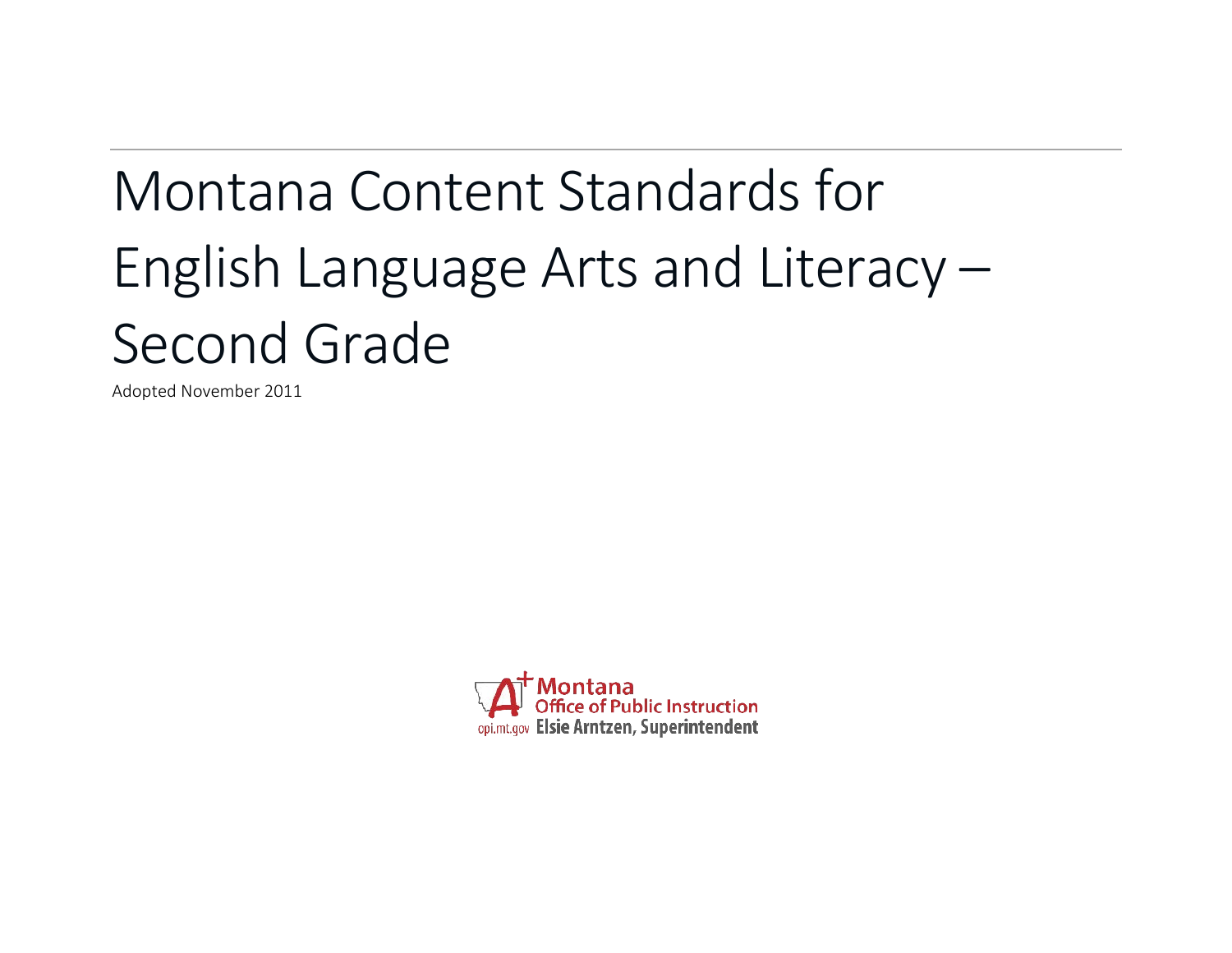# Montana Content Standards for English Language Arts and Literacy – Second Grade

Adopted November 2011

Montana Office of Public Instruction
opi.mt.gov Elsie Arntzen, Superintendent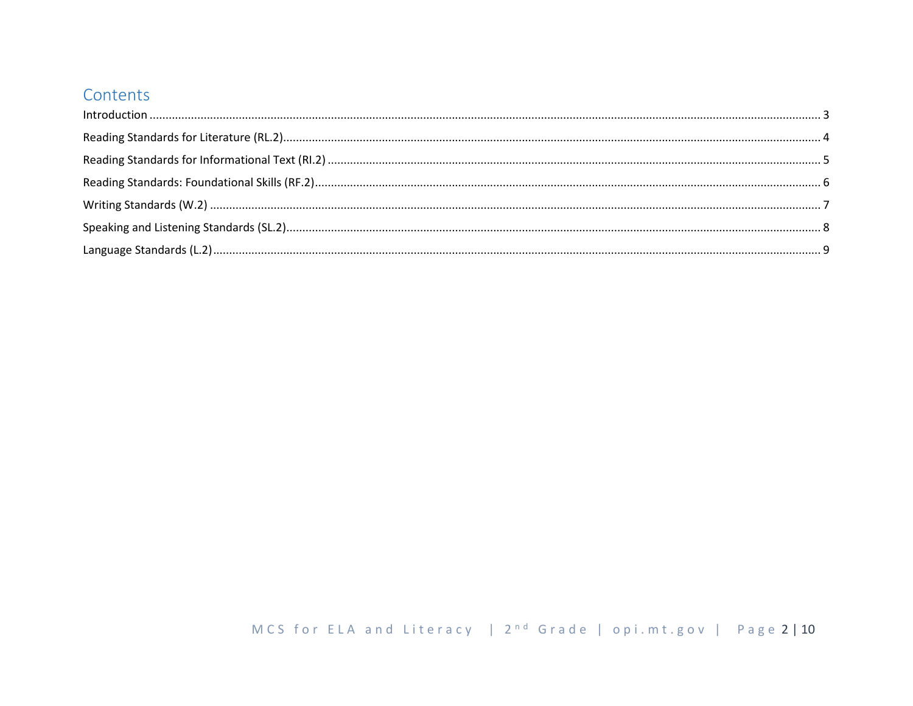# Contents

Introduction ........ 3

Reading Standards for Literature (RL.2) ........ 4

Reading Standards for Informational Text (RI.2) ........ 5

Reading Standards: Foundational Skills (RF.2) ........ 6

Writing Standards (W.2) ........ 7

Speaking and Listening Standards (SL.2) ........ 8

Language Standards (L.2) ........ 9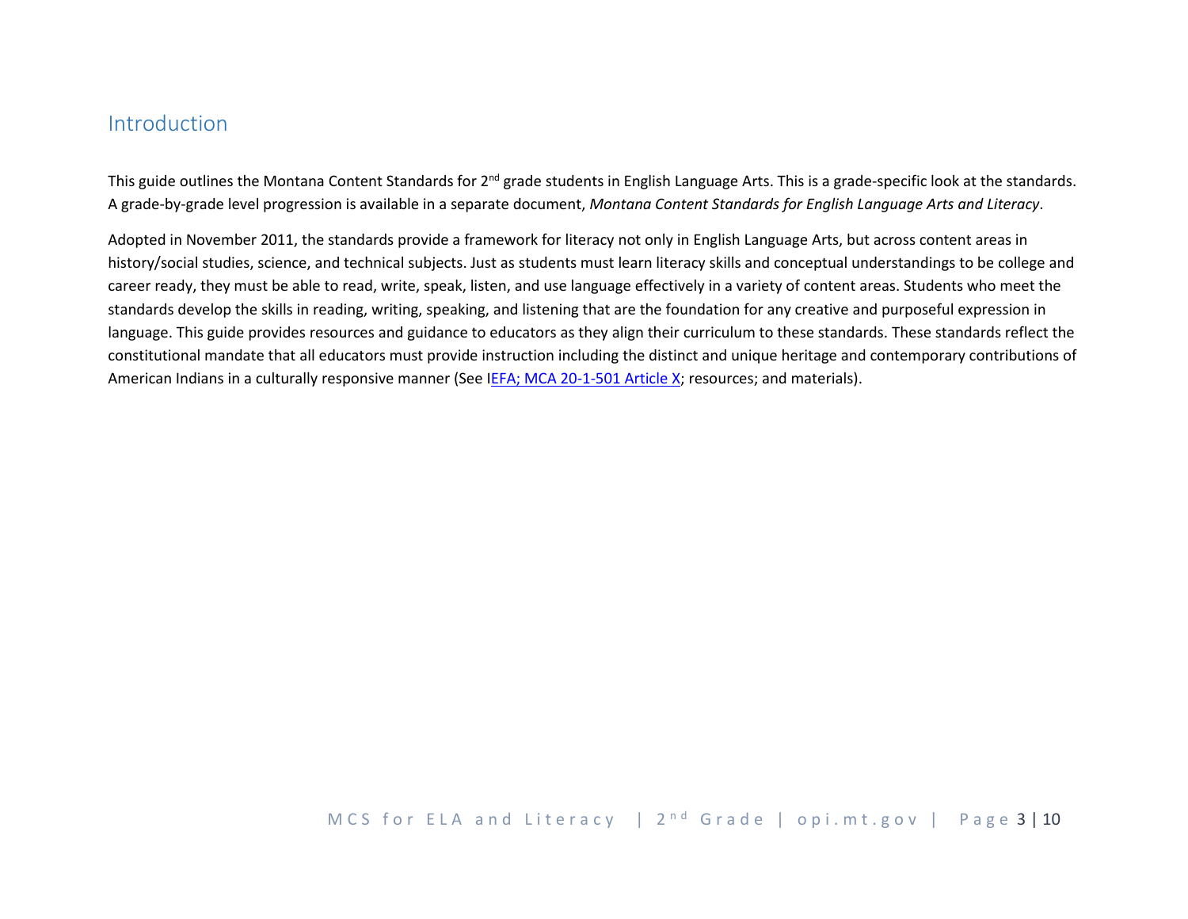## Introduction

This guide outlines the Montana Content Standards for 2nd grade students in English Language Arts. This is a grade-specific look at the standards. A grade-by-grade level progression is available in a separate document, *Montana Content Standards for English Language Arts and Literacy*.

Adopted in November 2011, the standards provide a framework for literacy not only in English Language Arts, but across content areas in history/social studies, science, and technical subjects. Just as students must learn literacy skills and conceptual understandings to be college and career ready, they must be able to read, write, speak, listen, and use language effectively in a variety of content areas. Students who meet the standards develop the skills in reading, writing, speaking, and listening that are the foundation for any creative and purposeful expression in language. This guide provides resources and guidance to educators as they align their curriculum to these standards. These standards reflect the constitutional mandate that all educators must provide instruction including the distinct and unique heritage and contemporary contributions of American Indians in a culturally responsive manner (See IEFA; MCA 20-1-501 Article X; resources; and materials).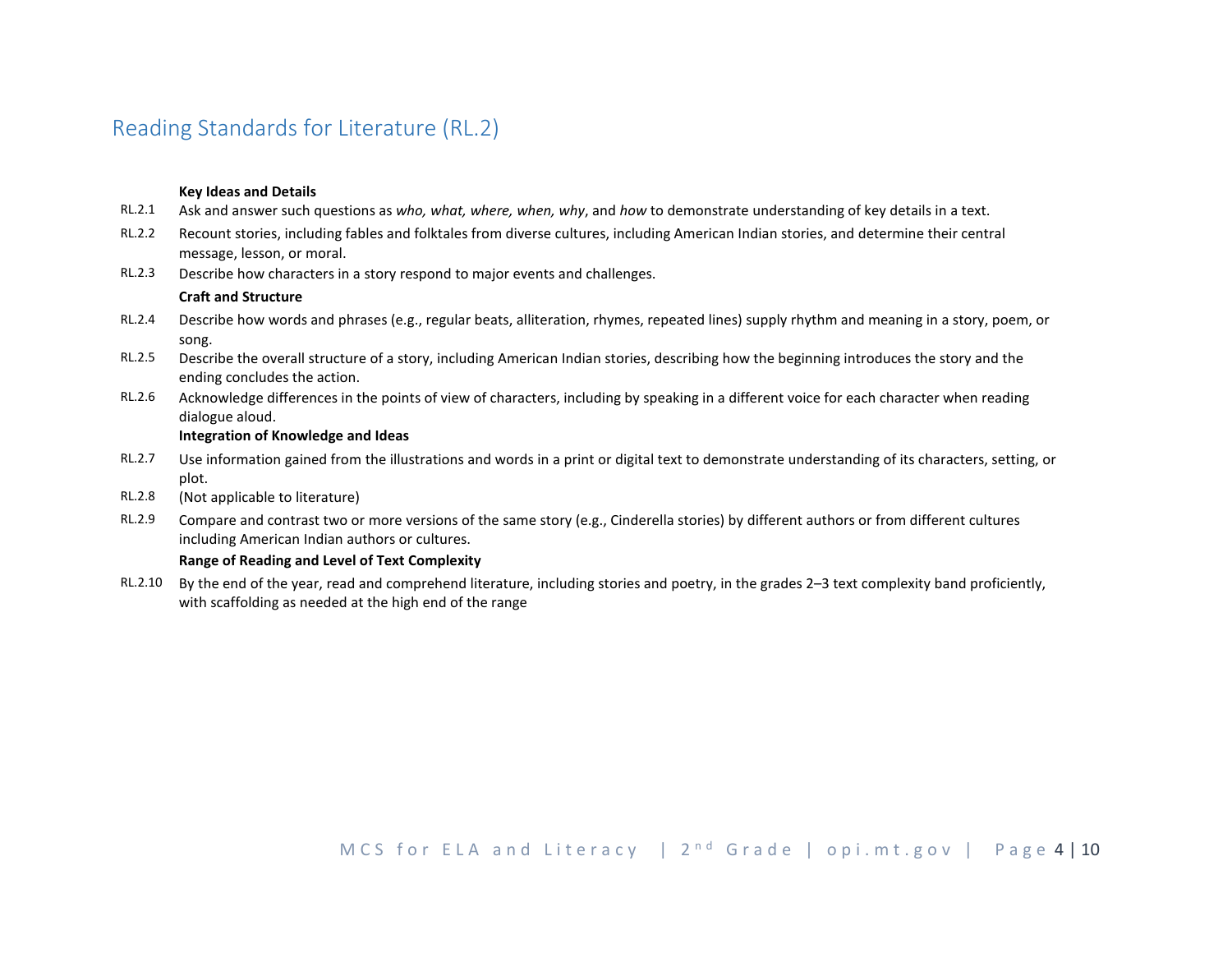## Reading Standards for Literature (RL.2)

**Key Ideas and Details**

RL.2.1 Ask and answer such questions as *who, what, where, when, why*, and *how* to demonstrate understanding of key details in a text.

RL.2.2 Recount stories, including fables and folktales from diverse cultures, including American Indian stories, and determine their central message, lesson, or moral.

RL.2.3 Describe how characters in a story respond to major events and challenges.

**Craft and Structure**

RL.2.4 Describe how words and phrases (e.g., regular beats, alliteration, rhymes, repeated lines) supply rhythm and meaning in a story, poem, or song.

RL.2.5 Describe the overall structure of a story, including American Indian stories, describing how the beginning introduces the story and the ending concludes the action.

RL.2.6 Acknowledge differences in the points of view of characters, including by speaking in a different voice for each character when reading dialogue aloud.

**Integration of Knowledge and Ideas**

RL.2.7 Use information gained from the illustrations and words in a print or digital text to demonstrate understanding of its characters, setting, or plot.

RL.2.8 (Not applicable to literature)

RL.2.9 Compare and contrast two or more versions of the same story (e.g., Cinderella stories) by different authors or from different cultures including American Indian authors or cultures.

**Range of Reading and Level of Text Complexity**

RL.2.10 By the end of the year, read and comprehend literature, including stories and poetry, in the grades 2–3 text complexity band proficiently, with scaffolding as needed at the high end of the range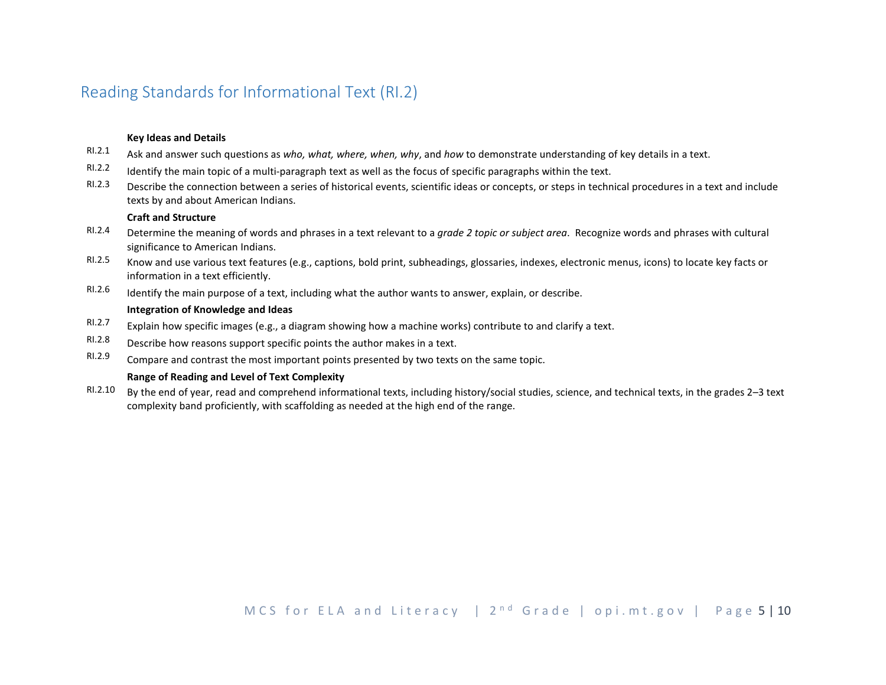## Reading Standards for Informational Text (RI.2)

**Key Ideas and Details**

RI.2.1 Ask and answer such questions as *who, what, where, when, why*, and *how* to demonstrate understanding of key details in a text.

RI.2.2 Identify the main topic of a multi-paragraph text as well as the focus of specific paragraphs within the text.

RI.2.3 Describe the connection between a series of historical events, scientific ideas or concepts, or steps in technical procedures in a text and include texts by and about American Indians.

**Craft and Structure**

RI.2.4 Determine the meaning of words and phrases in a text relevant to a *grade 2 topic or subject area*. Recognize words and phrases with cultural significance to American Indians.

RI.2.5 Know and use various text features (e.g., captions, bold print, subheadings, glossaries, indexes, electronic menus, icons) to locate key facts or information in a text efficiently.

RI.2.6 Identify the main purpose of a text, including what the author wants to answer, explain, or describe.

**Integration of Knowledge and Ideas**

RI.2.7 Explain how specific images (e.g., a diagram showing how a machine works) contribute to and clarify a text.

RI.2.8 Describe how reasons support specific points the author makes in a text.

RI.2.9 Compare and contrast the most important points presented by two texts on the same topic.

**Range of Reading and Level of Text Complexity**

RI.2.10 By the end of year, read and comprehend informational texts, including history/social studies, science, and technical texts, in the grades 2–3 text complexity band proficiently, with scaffolding as needed at the high end of the range.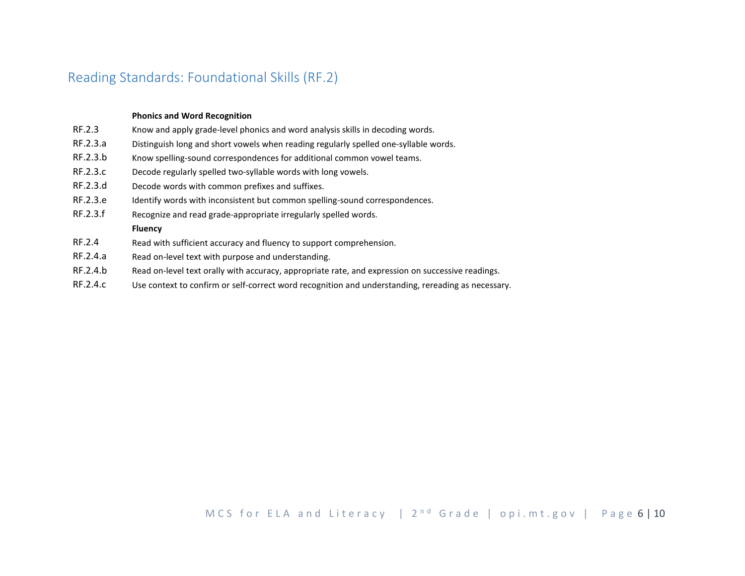## Reading Standards: Foundational Skills (RF.2)

| | |
|---|---|
| | **Phonics and Word Recognition** |
| RF.2.3 | Know and apply grade-level phonics and word analysis skills in decoding words. |
| RF.2.3.a | Distinguish long and short vowels when reading regularly spelled one-syllable words. |
| RF.2.3.b | Know spelling-sound correspondences for additional common vowel teams. |
| RF.2.3.c | Decode regularly spelled two-syllable words with long vowels. |
| RF.2.3.d | Decode words with common prefixes and suffixes. |
| RF.2.3.e | Identify words with inconsistent but common spelling-sound correspondences. |
| RF.2.3.f | Recognize and read grade-appropriate irregularly spelled words. |
| | **Fluency** |
| RF.2.4 | Read with sufficient accuracy and fluency to support comprehension. |
| RF.2.4.a | Read on-level text with purpose and understanding. |
| RF.2.4.b | Read on-level text orally with accuracy, appropriate rate, and expression on successive readings. |
| RF.2.4.c | Use context to confirm or self-correct word recognition and understanding, rereading as necessary. |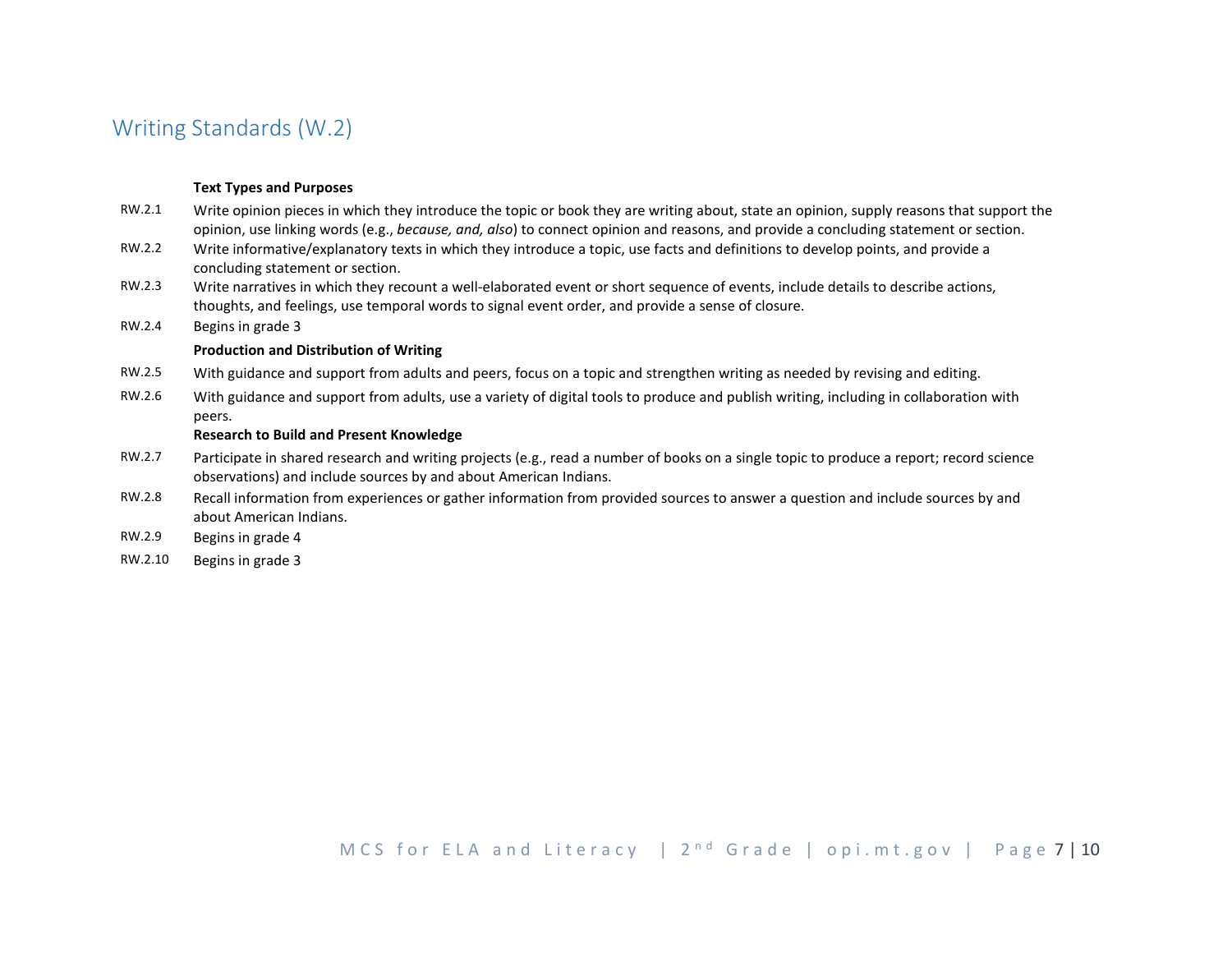## Writing Standards (W.2)

**Text Types and Purposes**

| | |
|---|---|
| RW.2.1 | Write opinion pieces in which they introduce the topic or book they are writing about, state an opinion, supply reasons that support the opinion, use linking words (e.g., *because, and, also*) to connect opinion and reasons, and provide a concluding statement or section. |
| RW.2.2 | Write informative/explanatory texts in which they introduce a topic, use facts and definitions to develop points, and provide a concluding statement or section. |
| RW.2.3 | Write narratives in which they recount a well-elaborated event or short sequence of events, include details to describe actions, thoughts, and feelings, use temporal words to signal event order, and provide a sense of closure. |
| RW.2.4 | Begins in grade 3 |
| | **Production and Distribution of Writing** |
| RW.2.5 | With guidance and support from adults and peers, focus on a topic and strengthen writing as needed by revising and editing. |
| RW.2.6 | With guidance and support from adults, use a variety of digital tools to produce and publish writing, including in collaboration with peers. |
| | **Research to Build and Present Knowledge** |
| RW.2.7 | Participate in shared research and writing projects (e.g., read a number of books on a single topic to produce a report; record science observations) and include sources by and about American Indians. |
| RW.2.8 | Recall information from experiences or gather information from provided sources to answer a question and include sources by and about American Indians. |
| RW.2.9 | Begins in grade 4 |
| RW.2.10 | Begins in grade 3 |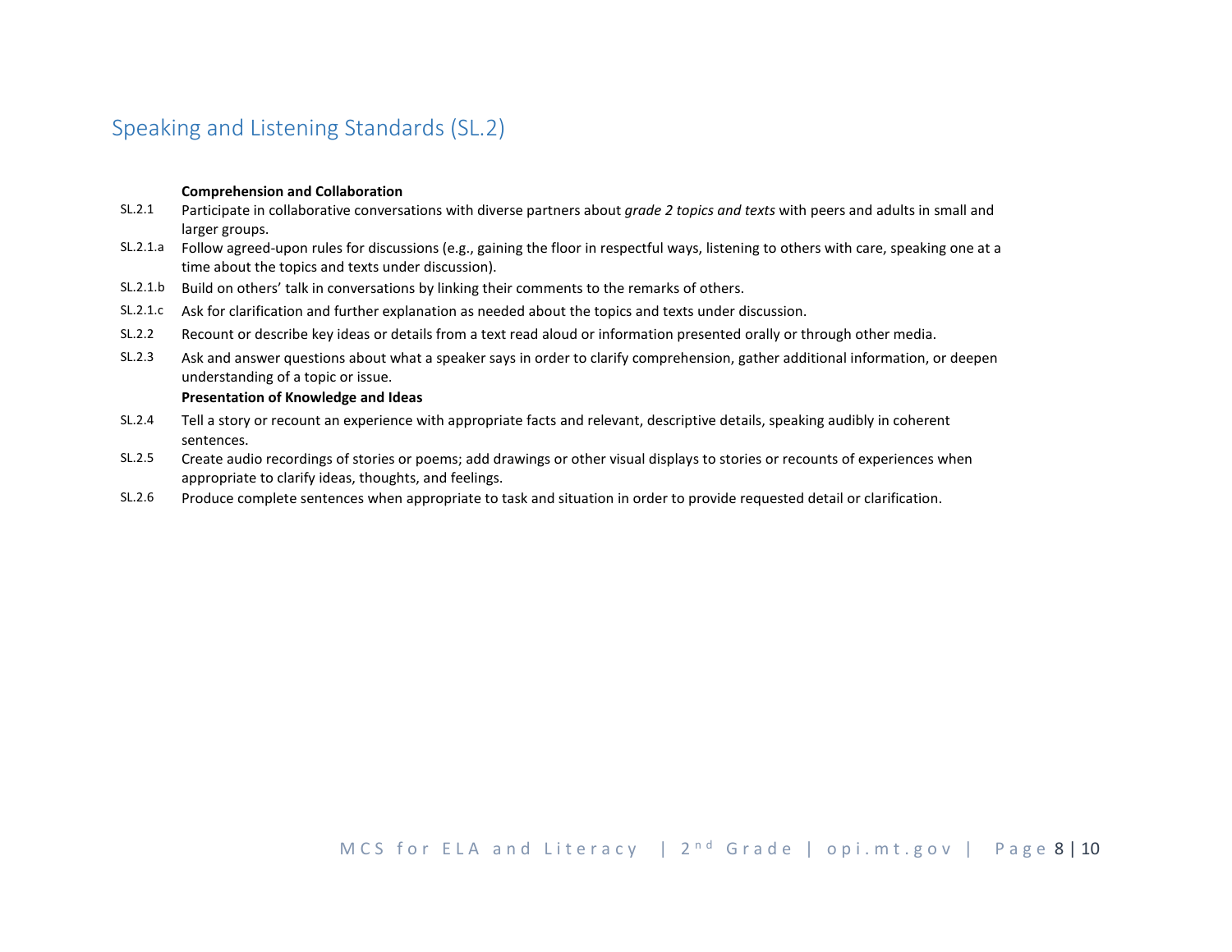## Speaking and Listening Standards (SL.2)

**Comprehension and Collaboration**

SL.2.1 Participate in collaborative conversations with diverse partners about *grade 2 topics and texts* with peers and adults in small and larger groups.

SL.2.1.a Follow agreed-upon rules for discussions (e.g., gaining the floor in respectful ways, listening to others with care, speaking one at a time about the topics and texts under discussion).

SL.2.1.b Build on others' talk in conversations by linking their comments to the remarks of others.

SL.2.1.c Ask for clarification and further explanation as needed about the topics and texts under discussion.

SL.2.2 Recount or describe key ideas or details from a text read aloud or information presented orally or through other media.

SL.2.3 Ask and answer questions about what a speaker says in order to clarify comprehension, gather additional information, or deepen understanding of a topic or issue.

**Presentation of Knowledge and Ideas**

SL.2.4 Tell a story or recount an experience with appropriate facts and relevant, descriptive details, speaking audibly in coherent sentences.

SL.2.5 Create audio recordings of stories or poems; add drawings or other visual displays to stories or recounts of experiences when appropriate to clarify ideas, thoughts, and feelings.

SL.2.6 Produce complete sentences when appropriate to task and situation in order to provide requested detail or clarification.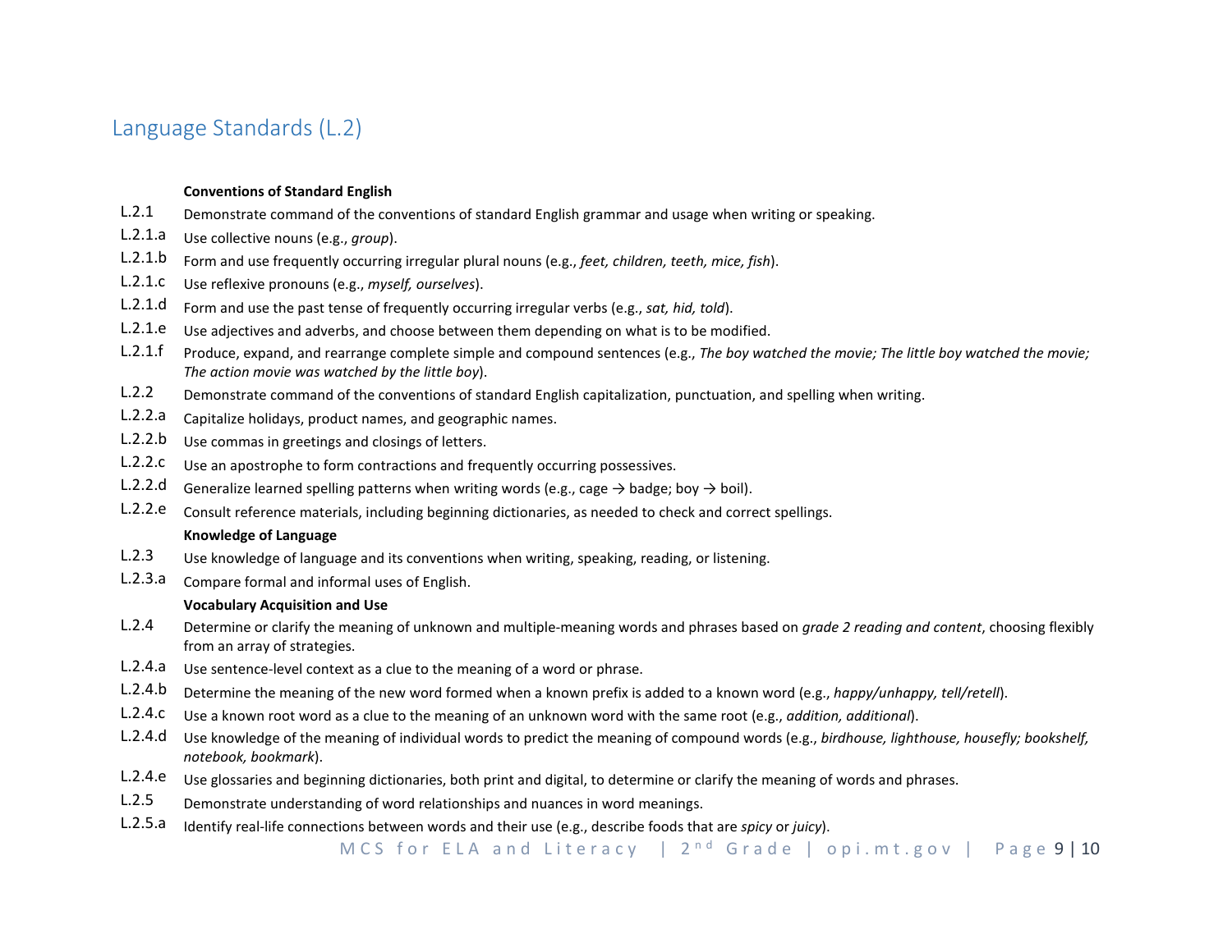## Language Standards (L.2)

| | |
|---|---|
| | **Conventions of Standard English** |
| L.2.1 | Demonstrate command of the conventions of standard English grammar and usage when writing or speaking. |
| L.2.1.a | Use collective nouns (e.g., *group*). |
| L.2.1.b | Form and use frequently occurring irregular plural nouns (e.g., *feet, children, teeth, mice, fish*). |
| L.2.1.c | Use reflexive pronouns (e.g., *myself, ourselves*). |
| L.2.1.d | Form and use the past tense of frequently occurring irregular verbs (e.g., *sat, hid, told*). |
| L.2.1.e | Use adjectives and adverbs, and choose between them depending on what is to be modified. |
| L.2.1.f | Produce, expand, and rearrange complete simple and compound sentences (e.g., *The boy watched the movie; The little boy watched the movie; The action movie was watched by the little boy*). |
| L.2.2 | Demonstrate command of the conventions of standard English capitalization, punctuation, and spelling when writing. |
| L.2.2.a | Capitalize holidays, product names, and geographic names. |
| L.2.2.b | Use commas in greetings and closings of letters. |
| L.2.2.c | Use an apostrophe to form contractions and frequently occurring possessives. |
| L.2.2.d | Generalize learned spelling patterns when writing words (e.g., cage → badge; boy → boil). |
| L.2.2.e | Consult reference materials, including beginning dictionaries, as needed to check and correct spellings. |
| | **Knowledge of Language** |
| L.2.3 | Use knowledge of language and its conventions when writing, speaking, reading, or listening. |
| L.2.3.a | Compare formal and informal uses of English. |
| | **Vocabulary Acquisition and Use** |
| L.2.4 | Determine or clarify the meaning of unknown and multiple-meaning words and phrases based on *grade 2 reading and content*, choosing flexibly from an array of strategies. |
| L.2.4.a | Use sentence-level context as a clue to the meaning of a word or phrase. |
| L.2.4.b | Determine the meaning of the new word formed when a known prefix is added to a known word (e.g., *happy/unhappy, tell/retell*). |
| L.2.4.c | Use a known root word as a clue to the meaning of an unknown word with the same root (e.g., *addition, additional*). |
| L.2.4.d | Use knowledge of the meaning of individual words to predict the meaning of compound words (e.g., *birdhouse, lighthouse, housefly; bookshelf, notebook, bookmark*). |
| L.2.4.e | Use glossaries and beginning dictionaries, both print and digital, to determine or clarify the meaning of words and phrases. |
| L.2.5 | Demonstrate understanding of word relationships and nuances in word meanings. |
| L.2.5.a | Identify real-life connections between words and their use (e.g., describe foods that are *spicy* or *juicy*). |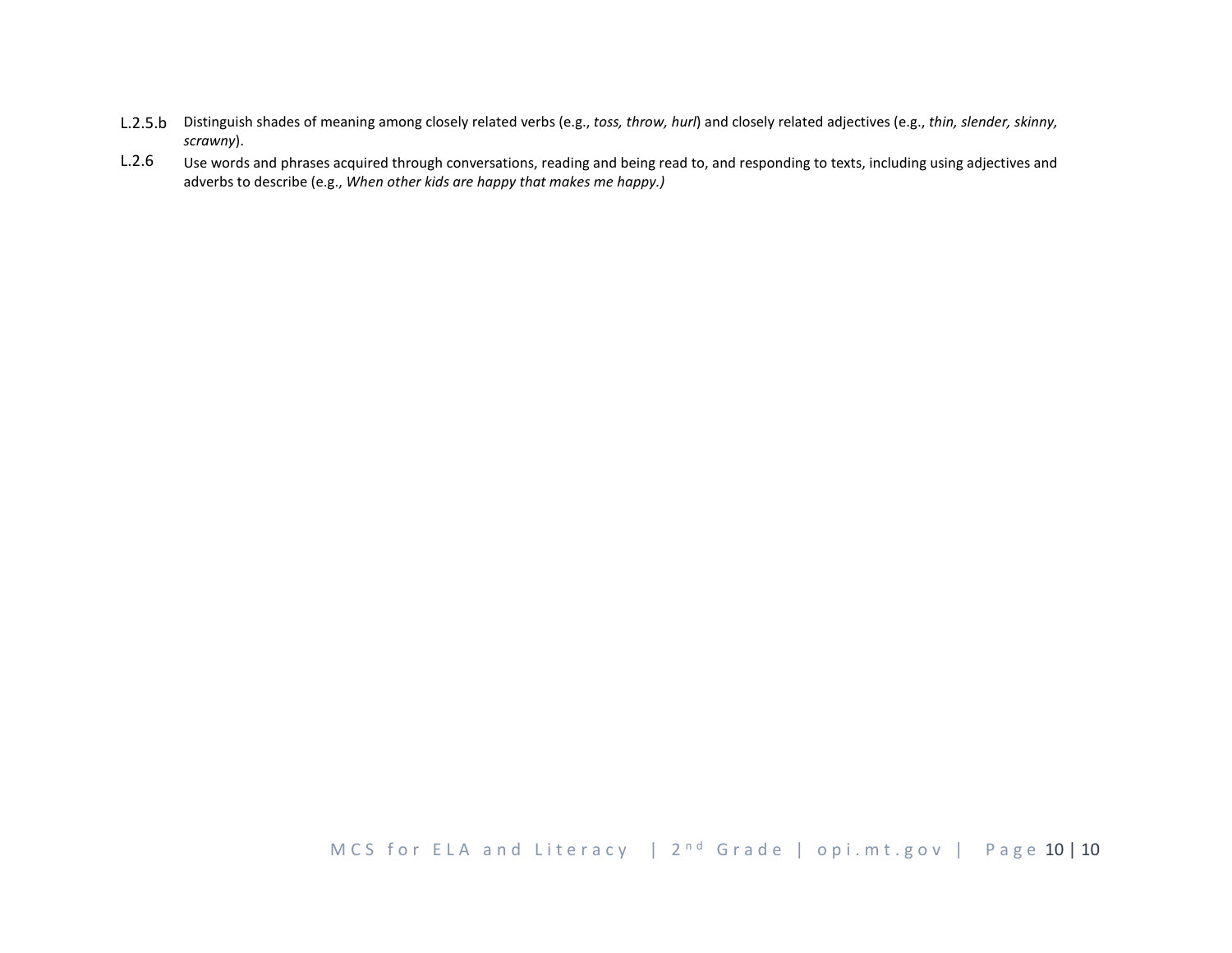L.2.5.b Distinguish shades of meaning among closely related verbs (e.g., *toss, throw, hurl*) and closely related adjectives (e.g., *thin, slender, skinny, scrawny*).

L.2.6 Use words and phrases acquired through conversations, reading and being read to, and responding to texts, including using adjectives and adverbs to describe (e.g., *When other kids are happy that makes me happy.)*